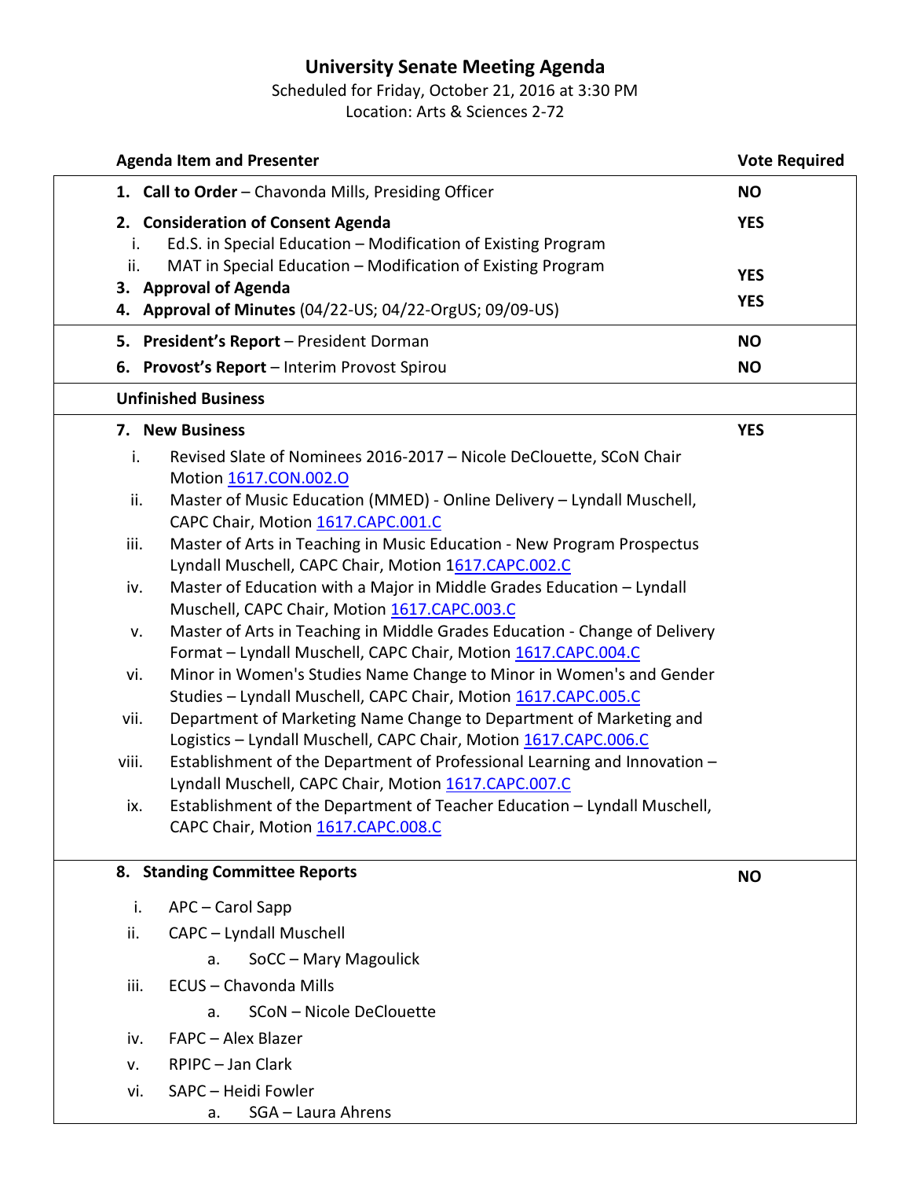# University Senate Meeting Agenda

Scheduled for Friday, October 21, 2016 at 3:30 PM
Location: Arts & Sciences 2-72

| Agenda Item and Presenter | Vote Required |
|---|---|
| 1. **Call to Order** – Chavonda Mills, Presiding Officer | **NO** |
| 2. **Consideration of Consent Agenda**<br>i. Ed.S. in Special Education – Modification of Existing Program<br>ii. MAT in Special Education – Modification of Existing Program | **YES** |
| 3. **Approval of Agenda** | **YES** |
| 4. **Approval of Minutes** (04/22-US; 04/22-OrgUS; 09/09-US) | **YES** |
| 5. **President's Report** – President Dorman | **NO** |
| 6. **Provost's Report** – Interim Provost Spirou | **NO** |
| **Unfinished Business** | |
| 7. **New Business**<br>i. Revised Slate of Nominees 2016-2017 – Nicole DeClouette, SCoN Chair Motion 1617.CON.002.O<br>ii. Master of Music Education (MMED) - Online Delivery – Lyndall Muschell, CAPC Chair, Motion 1617.CAPC.001.C<br>iii. Master of Arts in Teaching in Music Education - New Program Prospectus Lyndall Muschell, CAPC Chair, Motion 1617.CAPC.002.C<br>iv. Master of Education with a Major in Middle Grades Education – Lyndall Muschell, CAPC Chair, Motion 1617.CAPC.003.C<br>v. Master of Arts in Teaching in Middle Grades Education - Change of Delivery Format – Lyndall Muschell, CAPC Chair, Motion 1617.CAPC.004.C<br>vi. Minor in Women's Studies Name Change to Minor in Women's and Gender Studies – Lyndall Muschell, CAPC Chair, Motion 1617.CAPC.005.C<br>vii. Department of Marketing Name Change to Department of Marketing and Logistics – Lyndall Muschell, CAPC Chair, Motion 1617.CAPC.006.C<br>viii. Establishment of the Department of Professional Learning and Innovation – Lyndall Muschell, CAPC Chair, Motion 1617.CAPC.007.C<br>ix. Establishment of the Department of Teacher Education – Lyndall Muschell, CAPC Chair, Motion 1617.CAPC.008.C | **YES** |
| 8. **Standing Committee Reports**<br>i. APC – Carol Sapp<br>ii. CAPC – Lyndall Muschell<br>&nbsp;&nbsp;&nbsp;&nbsp;a. SoCC – Mary Magoulick<br>iii. ECUS – Chavonda Mills<br>&nbsp;&nbsp;&nbsp;&nbsp;a. SCoN – Nicole DeClouette<br>iv. FAPC – Alex Blazer<br>v. RPIPC – Jan Clark<br>vi. SAPC – Heidi Fowler<br>&nbsp;&nbsp;&nbsp;&nbsp;a. SGA – Laura Ahrens | **NO** |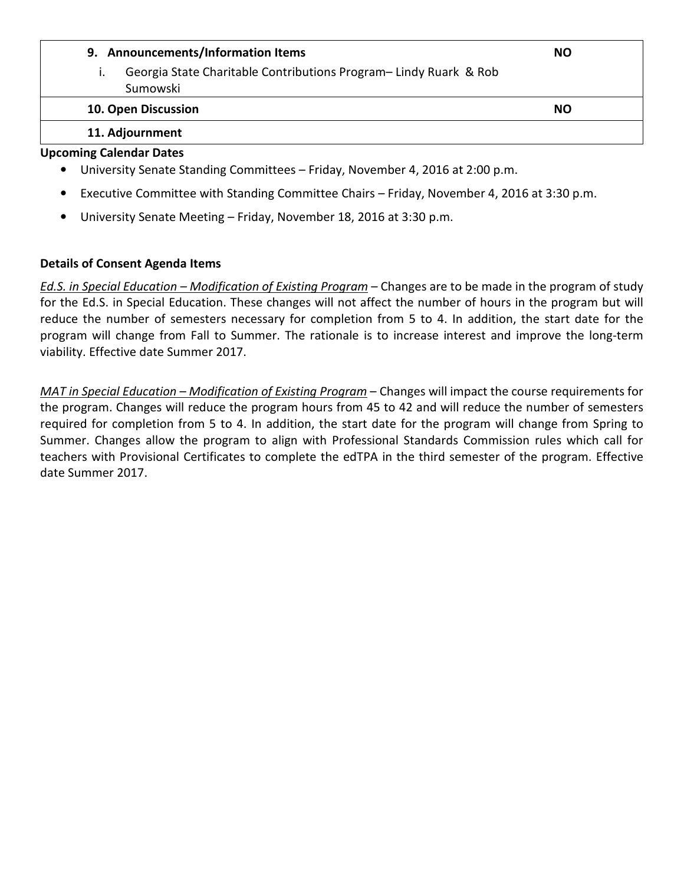| | |
|---|---|
| **9. Announcements/Information Items**<br>i. Georgia State Charitable Contributions Program– Lindy Ruark & Rob Sumowski | **NO** |
| **10. Open Discussion** | **NO** |
| **11. Adjournment** | |

**Upcoming Calendar Dates**

- University Senate Standing Committees – Friday, November 4, 2016 at 2:00 p.m.
- Executive Committee with Standing Committee Chairs – Friday, November 4, 2016 at 3:30 p.m.
- University Senate Meeting – Friday, November 18, 2016 at 3:30 p.m.

**Details of Consent Agenda Items**

*Ed.S. in Special Education – Modification of Existing Program* – Changes are to be made in the program of study for the Ed.S. in Special Education. These changes will not affect the number of hours in the program but will reduce the number of semesters necessary for completion from 5 to 4. In addition, the start date for the program will change from Fall to Summer. The rationale is to increase interest and improve the long-term viability. Effective date Summer 2017.

*MAT in Special Education – Modification of Existing Program* – Changes will impact the course requirements for the program. Changes will reduce the program hours from 45 to 42 and will reduce the number of semesters required for completion from 5 to 4. In addition, the start date for the program will change from Spring to Summer. Changes allow the program to align with Professional Standards Commission rules which call for teachers with Provisional Certificates to complete the edTPA in the third semester of the program. Effective date Summer 2017.